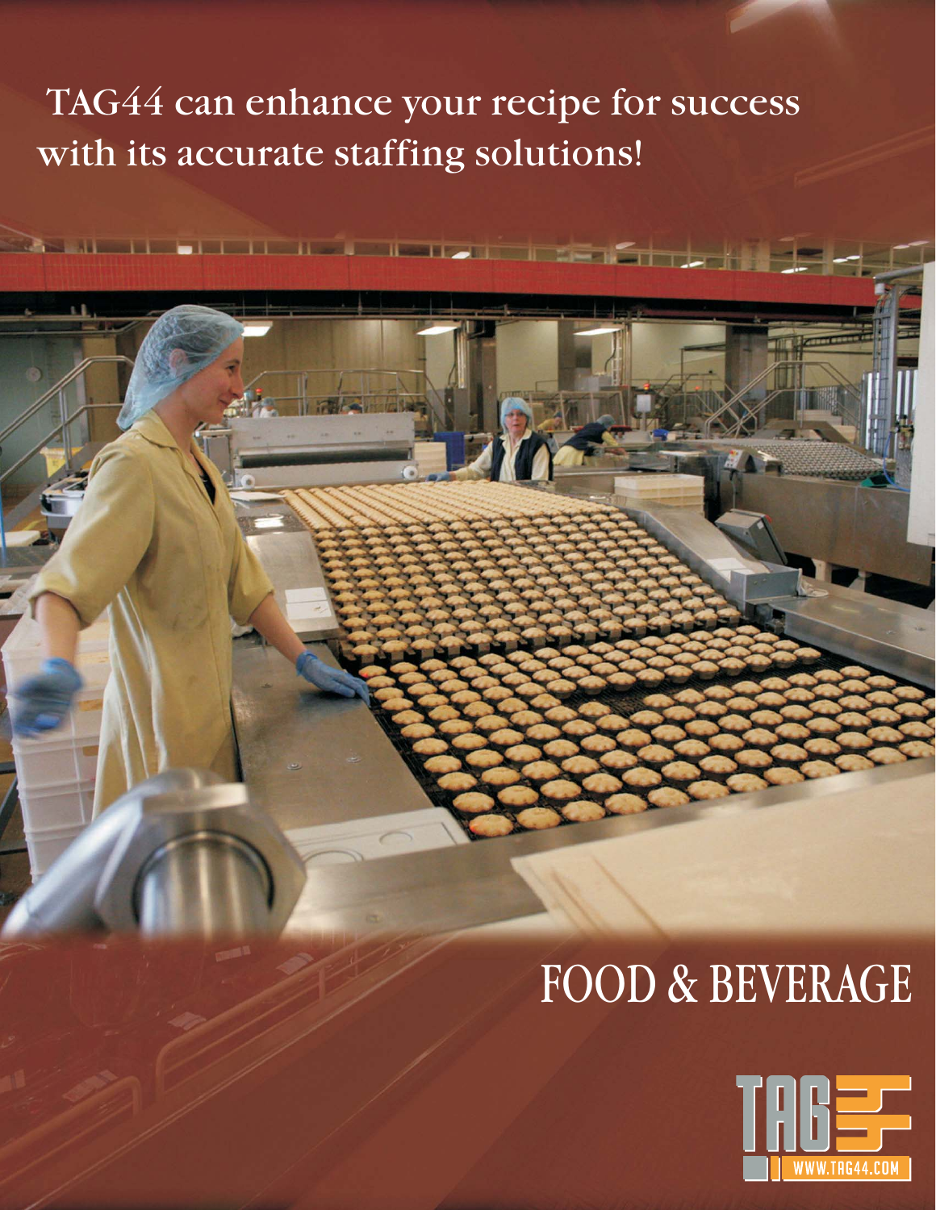TAG44 can enhance your recipe for success with its accurate staffing solutions!

# FOOD & BEVERAGE

WWW.TAG44.COM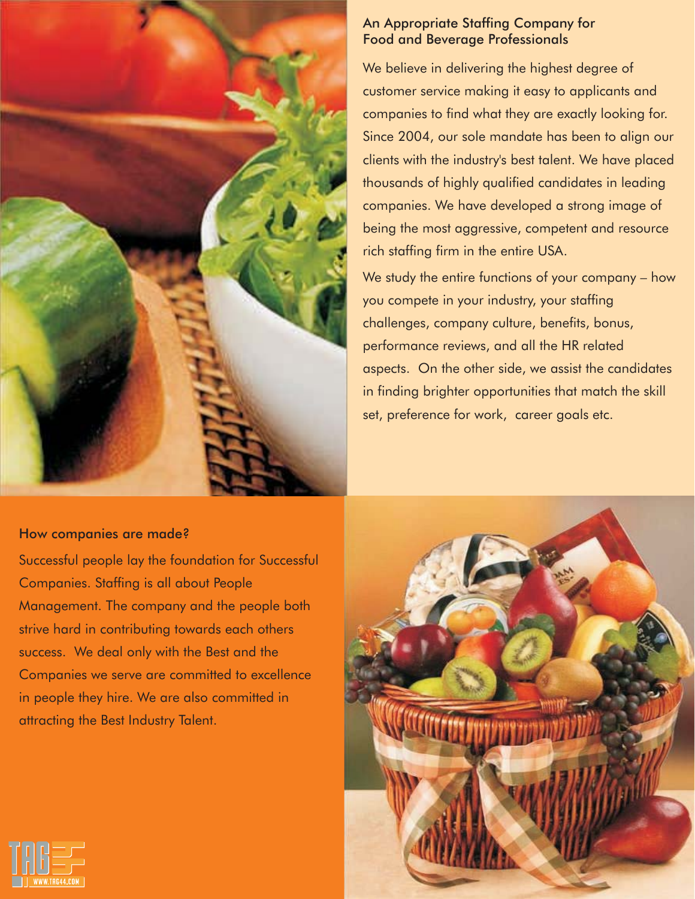## An Appropriate Staffing Company for Food and Beverage Professionals

We believe in delivering the highest degree of customer service making it easy to applicants and companies to find what they are exactly looking for. Since 2004, our sole mandate has been to align our clients with the industry's best talent. We have placed thousands of highly qualified candidates in leading companies. We have developed a strong image of being the most aggressive, competent and resource rich staffing firm in the entire USA.

We study the entire functions of your company – how you compete in your industry, your staffing challenges, company culture, benefits, bonus, performance reviews, and all the HR related aspects. On the other side, we assist the candidates in finding brighter opportunities that match the skill set, preference for work, career goals etc.

## How companies are made?

Successful people lay the foundation for Successful Companies. Staffing is all about People Management. The company and the people both strive hard in contributing towards each others success. We deal only with the Best and the Companies we serve are committed to excellence in people they hire. We are also committed in attracting the Best Industry Talent.

TAG

WWW.TAG44.COM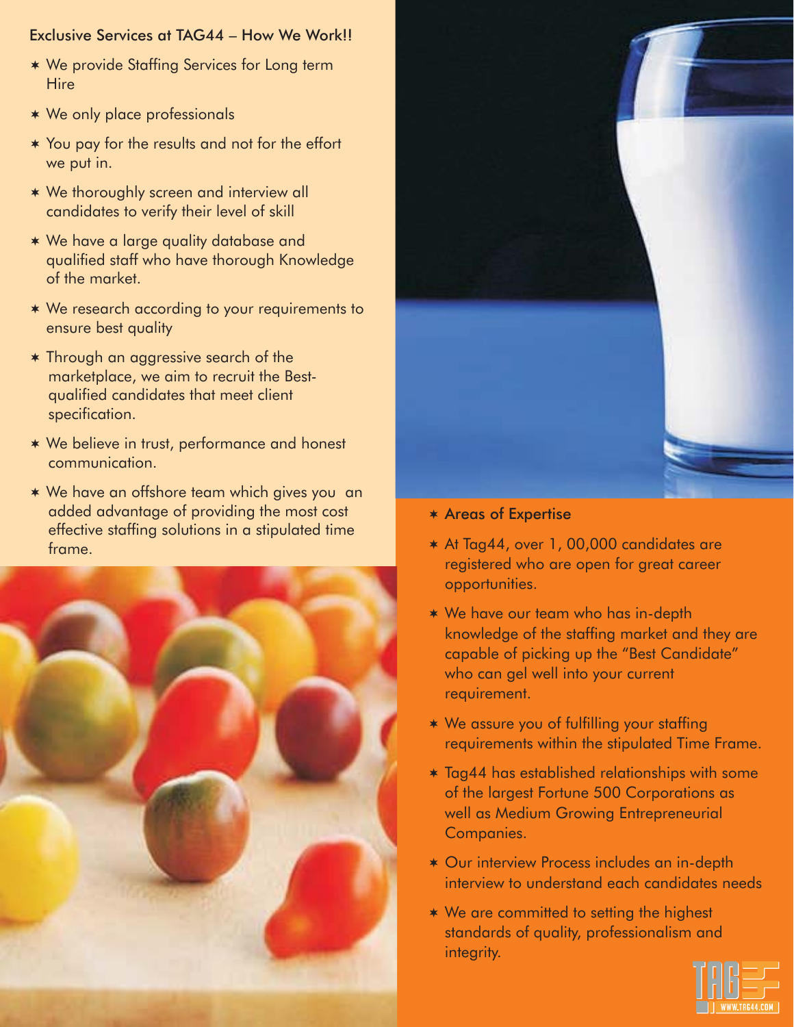## Exclusive Services at TAG44 – How We Work!!

- We provide Staffing Services for Long term Hire
- We only place professionals
- You pay for the results and not for the effort we put in.
- We thoroughly screen and interview all candidates to verify their level of skill
- We have a large quality database and qualified staff who have thorough Knowledge of the market.
- We research according to your requirements to ensure best quality
- Through an aggressive search of the marketplace, we aim to recruit the Best-qualified candidates that meet client specification.
- We believe in trust, performance and honest communication.
- We have an offshore team which gives you an added advantage of providing the most cost effective staffing solutions in a stipulated time frame.

## Areas of Expertise

- At Tag44, over 1, 00,000 candidates are registered who are open for great career opportunities.
- We have our team who has in-depth knowledge of the staffing market and they are capable of picking up the "Best Candidate" who can gel well into your current requirement.
- We assure you of fulfilling your staffing requirements within the stipulated Time Frame.
- Tag44 has established relationships with some of the largest Fortune 500 Corporations as well as Medium Growing Entrepreneurial Companies.
- Our interview Process includes an in-depth interview to understand each candidates needs
- We are committed to setting the highest standards of quality, professionalism and integrity.

WWW.TAG44.COM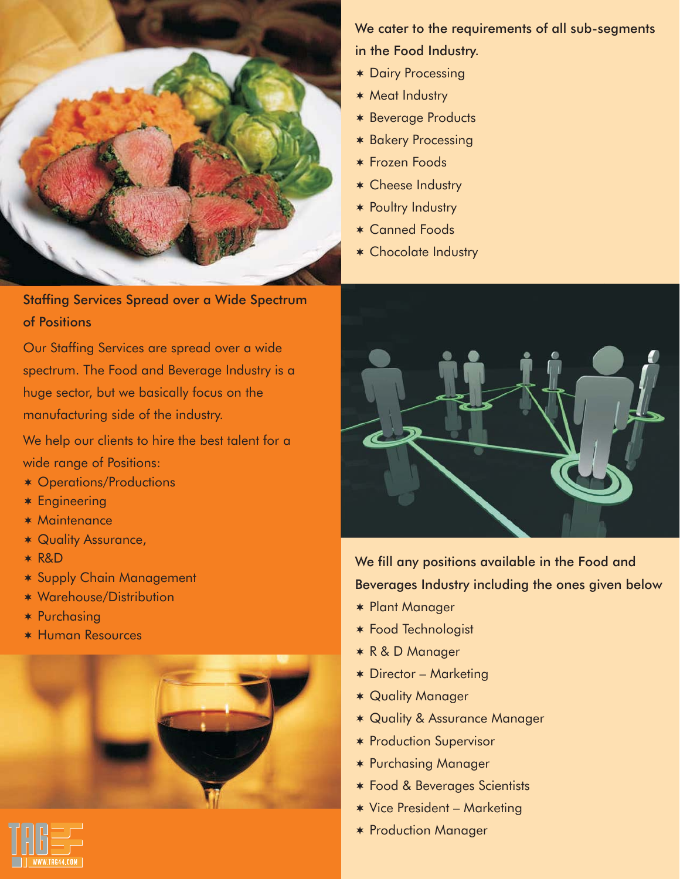We cater to the requirements of all sub-segments in the Food Industry.

* Dairy Processing
* Meat Industry
* Beverage Products
* Bakery Processing
* Frozen Foods
* Cheese Industry
* Poultry Industry
* Canned Foods
* Chocolate Industry

## Staffing Services Spread over a Wide Spectrum of Positions

Our Staffing Services are spread over a wide spectrum. The Food and Beverage Industry is a huge sector, but we basically focus on the manufacturing side of the industry.

We help our clients to hire the best talent for a wide range of Positions:

* Operations/Productions
* Engineering
* Maintenance
* Quality Assurance,
* R&D
* Supply Chain Management
* Warehouse/Distribution
* Purchasing
* Human Resources

We fill any positions available in the Food and Beverages Industry including the ones given below

* Plant Manager
* Food Technologist
* R & D Manager
* Director – Marketing
* Quality Manager
* Quality & Assurance Manager
* Production Supervisor
* Purchasing Manager
* Food & Beverages Scientists
* Vice President – Marketing
* Production Manager

WWW.TAG44.COM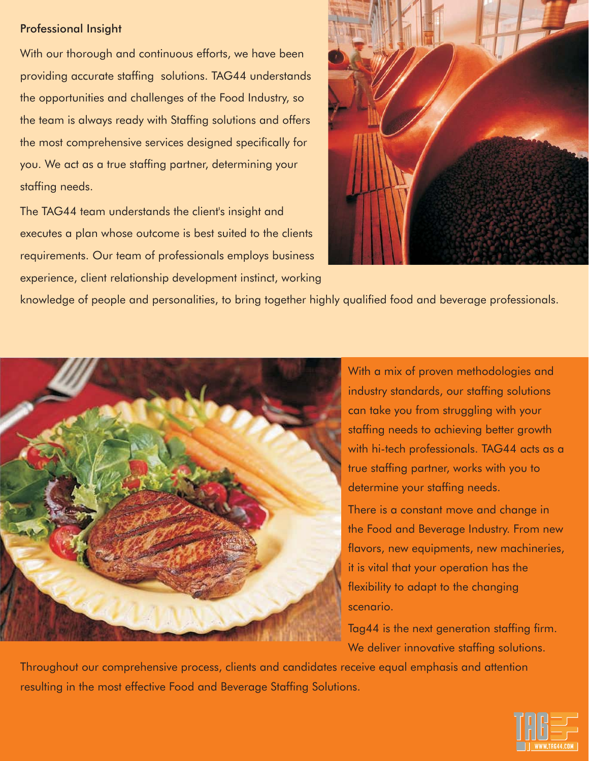## Professional Insight

With our thorough and continuous efforts, we have been providing accurate staffing solutions. TAG44 understands the opportunities and challenges of the Food Industry, so the team is always ready with Staffing solutions and offers the most comprehensive services designed specifically for you. We act as a true staffing partner, determining your staffing needs.

The TAG44 team understands the client's insight and executes a plan whose outcome is best suited to the clients requirements. Our team of professionals employs business experience, client relationship development instinct, working knowledge of people and personalities, to bring together highly qualified food and beverage professionals.

With a mix of proven methodologies and industry standards, our staffing solutions can take you from struggling with your staffing needs to achieving better growth with hi-tech professionals. TAG44 acts as a true staffing partner, works with you to determine your staffing needs.

There is a constant move and change in the Food and Beverage Industry. From new flavors, new equipments, new machineries, it is vital that your operation has the flexibility to adapt to the changing scenario.

Tag44 is the next generation staffing firm. We deliver innovative staffing solutions.

Throughout our comprehensive process, clients and candidates receive equal emphasis and attention resulting in the most effective Food and Beverage Staffing Solutions.

WWW.TAG44.COM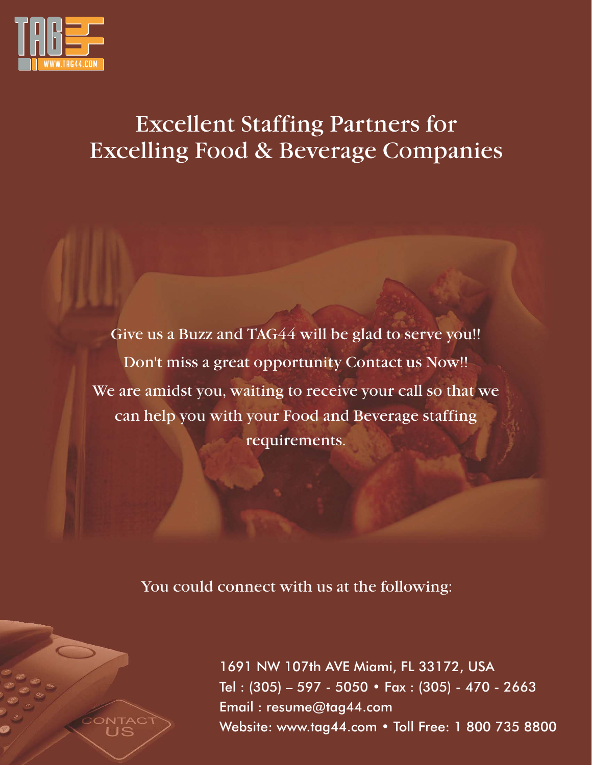# Excellent Staffing Partners for Excelling Food & Beverage Companies

Give us a Buzz and TAG44 will be glad to serve you!!
Don't miss a great opportunity Contact us Now!!
We are amidst you, waiting to receive your call so that we can help you with your Food and Beverage staffing requirements.

You could connect with us at the following:

1691 NW 107th AVE Miami, FL 33172, USA
Tel : (305) – 597 - 5050 • Fax : (305) - 470 - 2663
Email : resume@tag44.com
Website: www.tag44.com • Toll Free: 1 800 735 8800